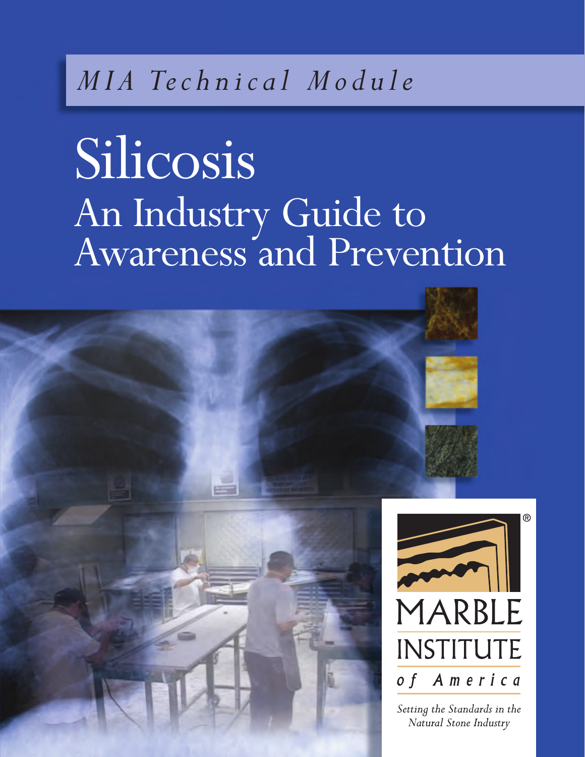*MIA Technical Module*

# Silicosis

## An Industry Guide to Awareness and Prevention

MARBLE INSTITUTE of America

*Setting the Standards in the Natural Stone Industry*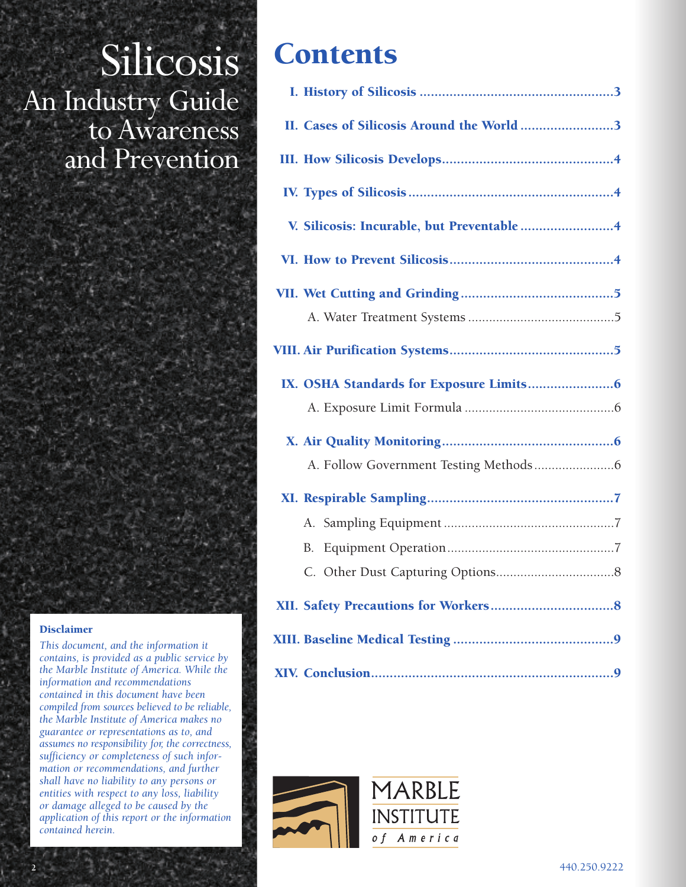# Silicosis

## An Industry Guide to Awareness and Prevention

**Disclaimer**

*This document, and the information it contains, is provided as a public service by the Marble Institute of America. While the information and recommendations contained in this document have been compiled from sources believed to be reliable, the Marble Institute of America makes no guarantee or representations as to, and assumes no responsibility for, the correctness, sufficiency or completeness of such information or recommendations, and further shall have no liability to any persons or entities with respect to any loss, liability or damage alleged to be caused by the application of this report or the information contained herein.*

# Contents

- **I. History of Silicosis** ..... 3
- **II. Cases of Silicosis Around the World** ..... 3
- **III. How Silicosis Develops** ..... 4
- **IV. Types of Silicosis** ..... 4
- **V. Silicosis: Incurable, but Preventable** ..... 4
- **VI. How to Prevent Silicosis** ..... 4
- **VII. Wet Cutting and Grinding** ..... 5
  - A. Water Treatment Systems ..... 5
- **VIII. Air Purification Systems** ..... 5
- **IX. OSHA Standards for Exposure Limits** ..... 6
  - A. Exposure Limit Formula ..... 6
- **X. Air Quality Monitoring** ..... 6
  - A. Follow Government Testing Methods ..... 6
- **XI. Respirable Sampling** ..... 7
  - A. Sampling Equipment ..... 7
  - B. Equipment Operation ..... 7
  - C. Other Dust Capturing Options ..... 8
- **XII. Safety Precautions for Workers** ..... 8
- **XIII. Baseline Medical Testing** ..... 9
- **XIV. Conclusion** ..... 9

MARBLE INSTITUTE of America

440.250.9222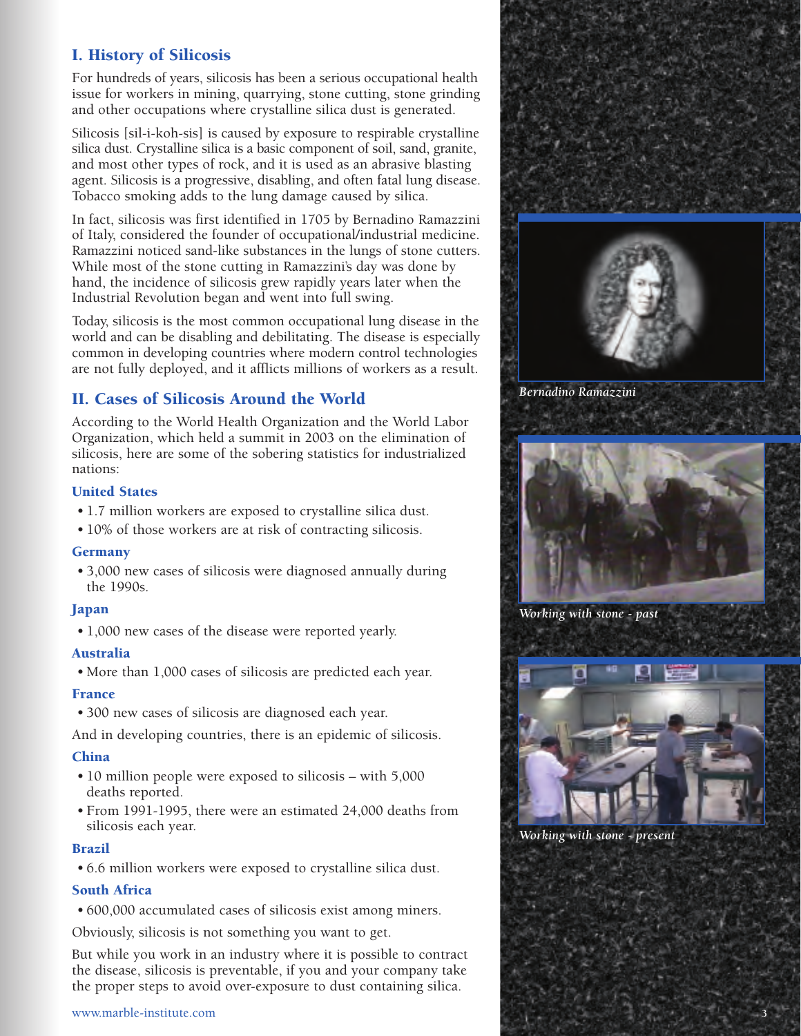## I. History of Silicosis

For hundreds of years, silicosis has been a serious occupational health issue for workers in mining, quarrying, stone cutting, stone grinding and other occupations where crystalline silica dust is generated.

Silicosis [sil-i-koh-sis] is caused by exposure to respirable crystalline silica dust. Crystalline silica is a basic component of soil, sand, granite, and most other types of rock, and it is used as an abrasive blasting agent. Silicosis is a progressive, disabling, and often fatal lung disease. Tobacco smoking adds to the lung damage caused by silica.

In fact, silicosis was first identified in 1705 by Bernadino Ramazzini of Italy, considered the founder of occupational/industrial medicine. Ramazzini noticed sand-like substances in the lungs of stone cutters. While most of the stone cutting in Ramazzini's day was done by hand, the incidence of silicosis grew rapidly years later when the Industrial Revolution began and went into full swing.

Today, silicosis is the most common occupational lung disease in the world and can be disabling and debilitating. The disease is especially common in developing countries where modern control technologies are not fully deployed, and it afflicts millions of workers as a result.

*Bernadino Ramazzini*

*Working with stone - past*

*Working with stone - present*

## II. Cases of Silicosis Around the World

According to the World Health Organization and the World Labor Organization, which held a summit in 2003 on the elimination of silicosis, here are some of the sobering statistics for industrialized nations:

### United States

- 1.7 million workers are exposed to crystalline silica dust.
- 10% of those workers are at risk of contracting silicosis.

### Germany

- 3,000 new cases of silicosis were diagnosed annually during the 1990s.

### Japan

- 1,000 new cases of the disease were reported yearly.

### Australia

- More than 1,000 cases of silicosis are predicted each year.

### France

- 300 new cases of silicosis are diagnosed each year.

And in developing countries, there is an epidemic of silicosis.

### China

- 10 million people were exposed to silicosis – with 5,000 deaths reported.
- From 1991-1995, there were an estimated 24,000 deaths from silicosis each year.

### Brazil

- 6.6 million workers were exposed to crystalline silica dust.

### South Africa

- 600,000 accumulated cases of silicosis exist among miners.

Obviously, silicosis is not something you want to get.

But while you work in an industry where it is possible to contract the disease, silicosis is preventable, if you and your company take the proper steps to avoid over-exposure to dust containing silica.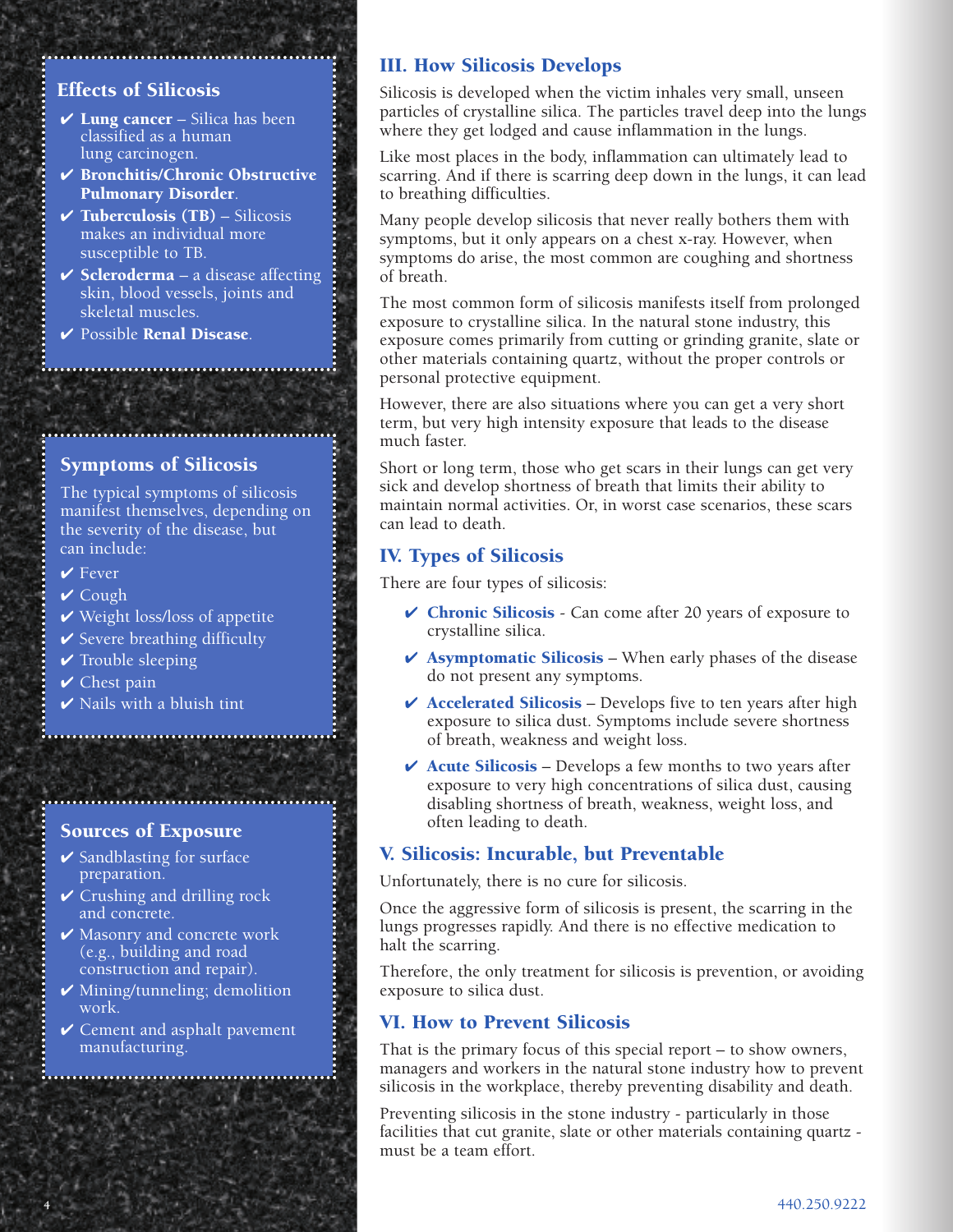## Effects of Silicosis

- ✔ **Lung cancer** – Silica has been classified as a human lung carcinogen.
- ✔ **Bronchitis/Chronic Obstructive Pulmonary Disorder**.
- ✔ **Tuberculosis (TB)** – Silicosis makes an individual more susceptible to TB.
- ✔ **Scleroderma** – a disease affecting skin, blood vessels, joints and skeletal muscles.
- ✔ Possible **Renal Disease**.

## Symptoms of Silicosis

The typical symptoms of silicosis manifest themselves, depending on the severity of the disease, but can include:

- ✔ Fever
- ✔ Cough
- ✔ Weight loss/loss of appetite
- ✔ Severe breathing difficulty
- ✔ Trouble sleeping
- ✔ Chest pain
- ✔ Nails with a bluish tint

## Sources of Exposure

- ✔ Sandblasting for surface preparation.
- ✔ Crushing and drilling rock and concrete.
- ✔ Masonry and concrete work (e.g., building and road construction and repair).
- ✔ Mining/tunneling; demolition work.
- ✔ Cement and asphalt pavement manufacturing.

## III. How Silicosis Develops

Silicosis is developed when the victim inhales very small, unseen particles of crystalline silica. The particles travel deep into the lungs where they get lodged and cause inflammation in the lungs.

Like most places in the body, inflammation can ultimately lead to scarring. And if there is scarring deep down in the lungs, it can lead to breathing difficulties.

Many people develop silicosis that never really bothers them with symptoms, but it only appears on a chest x-ray. However, when symptoms do arise, the most common are coughing and shortness of breath.

The most common form of silicosis manifests itself from prolonged exposure to crystalline silica. In the natural stone industry, this exposure comes primarily from cutting or grinding granite, slate or other materials containing quartz, without the proper controls or personal protective equipment.

However, there are also situations where you can get a very short term, but very high intensity exposure that leads to the disease much faster.

Short or long term, those who get scars in their lungs can get very sick and develop shortness of breath that limits their ability to maintain normal activities. Or, in worst case scenarios, these scars can lead to death.

## IV. Types of Silicosis

There are four types of silicosis:

- ✔ **Chronic Silicosis** - Can come after 20 years of exposure to crystalline silica.
- ✔ **Asymptomatic Silicosis** – When early phases of the disease do not present any symptoms.
- ✔ **Accelerated Silicosis** – Develops five to ten years after high exposure to silica dust. Symptoms include severe shortness of breath, weakness and weight loss.
- ✔ **Acute Silicosis** – Develops a few months to two years after exposure to very high concentrations of silica dust, causing disabling shortness of breath, weakness, weight loss, and often leading to death.

## V. Silicosis: Incurable, but Preventable

Unfortunately, there is no cure for silicosis.

Once the aggressive form of silicosis is present, the scarring in the lungs progresses rapidly. And there is no effective medication to halt the scarring.

Therefore, the only treatment for silicosis is prevention, or avoiding exposure to silica dust.

## VI. How to Prevent Silicosis

That is the primary focus of this special report – to show owners, managers and workers in the natural stone industry how to prevent silicosis in the workplace, thereby preventing disability and death.

Preventing silicosis in the stone industry - particularly in those facilities that cut granite, slate or other materials containing quartz - must be a team effort.

440.250.9222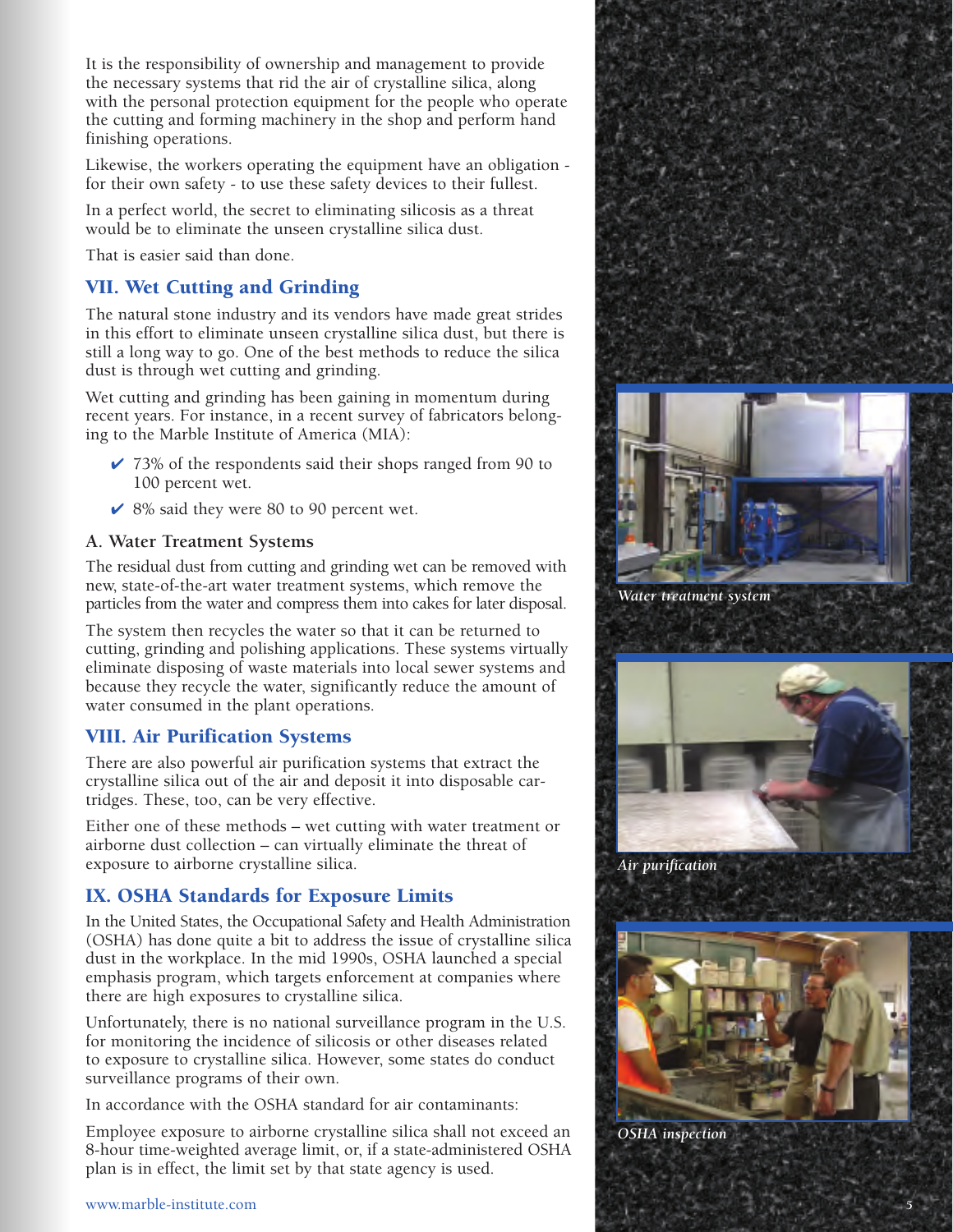It is the responsibility of ownership and management to provide the necessary systems that rid the air of crystalline silica, along with the personal protection equipment for the people who operate the cutting and forming machinery in the shop and perform hand finishing operations.

Likewise, the workers operating the equipment have an obligation - for their own safety - to use these safety devices to their fullest.

In a perfect world, the secret to eliminating silicosis as a threat would be to eliminate the unseen crystalline silica dust.

That is easier said than done.

## VII. Wet Cutting and Grinding

The natural stone industry and its vendors have made great strides in this effort to eliminate unseen crystalline silica dust, but there is still a long way to go. One of the best methods to reduce the silica dust is through wet cutting and grinding.

Wet cutting and grinding has been gaining in momentum during recent years. For instance, in a recent survey of fabricators belonging to the Marble Institute of America (MIA):

- ✔ 73% of the respondents said their shops ranged from 90 to 100 percent wet.
- ✔ 8% said they were 80 to 90 percent wet.

### A. Water Treatment Systems

The residual dust from cutting and grinding wet can be removed with new, state-of-the-art water treatment systems, which remove the particles from the water and compress them into cakes for later disposal.

The system then recycles the water so that it can be returned to cutting, grinding and polishing applications. These systems virtually eliminate disposing of waste materials into local sewer systems and because they recycle the water, significantly reduce the amount of water consumed in the plant operations.

*Water treatment system*

## VIII. Air Purification Systems

There are also powerful air purification systems that extract the crystalline silica out of the air and deposit it into disposable cartridges. These, too, can be very effective.

Either one of these methods – wet cutting with water treatment or airborne dust collection – can virtually eliminate the threat of exposure to airborne crystalline silica.

*Air purification*

## IX. OSHA Standards for Exposure Limits

In the United States, the Occupational Safety and Health Administration (OSHA) has done quite a bit to address the issue of crystalline silica dust in the workplace. In the mid 1990s, OSHA launched a special emphasis program, which targets enforcement at companies where there are high exposures to crystalline silica.

Unfortunately, there is no national surveillance program in the U.S. for monitoring the incidence of silicosis or other diseases related to exposure to crystalline silica. However, some states do conduct surveillance programs of their own.

In accordance with the OSHA standard for air contaminants:

Employee exposure to airborne crystalline silica shall not exceed an 8-hour time-weighted average limit, or, if a state-administered OSHA plan is in effect, the limit set by that state agency is used.

*OSHA inspection*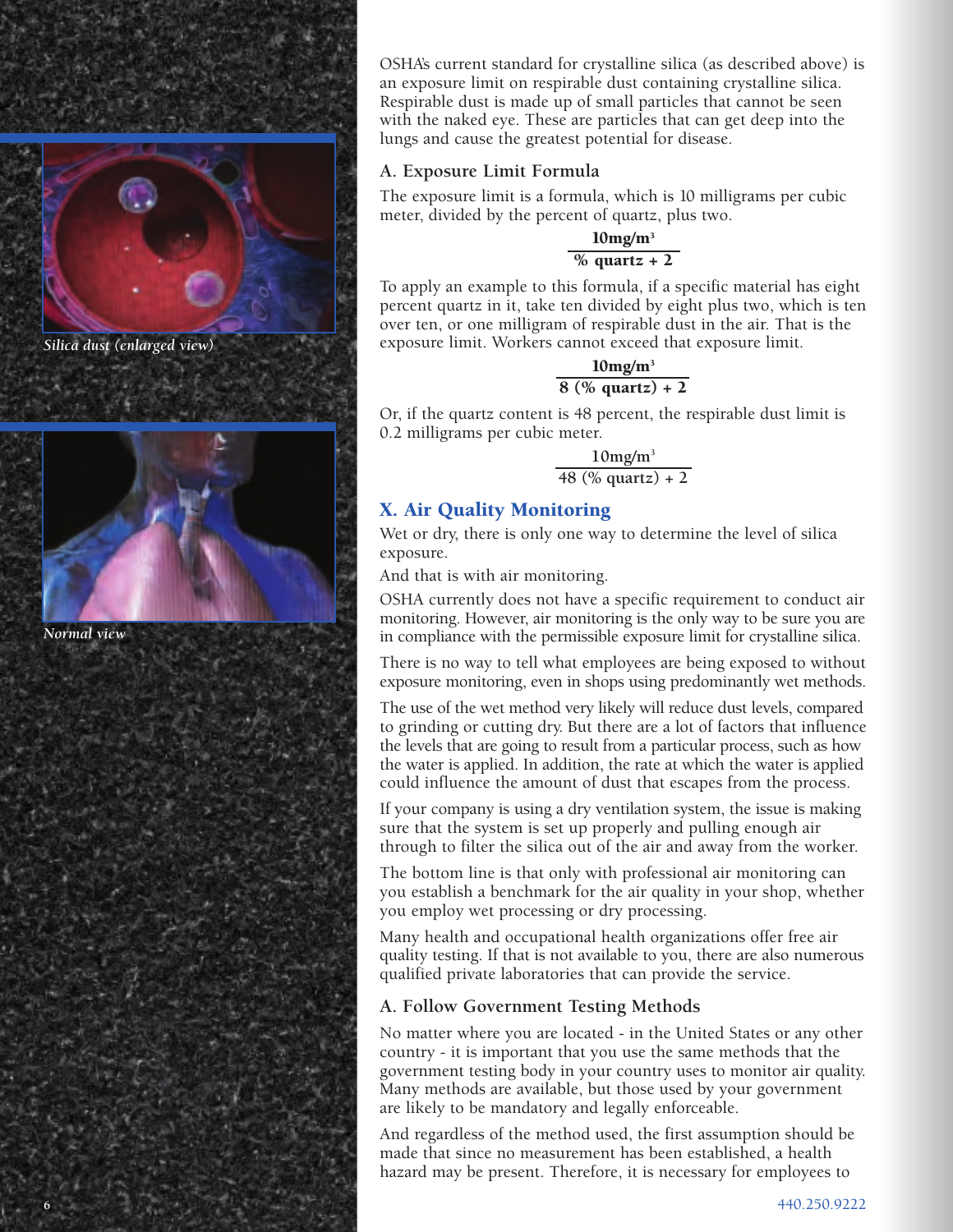OSHA's current standard for crystalline silica (as described above) is an exposure limit on respirable dust containing crystalline silica. Respirable dust is made up of small particles that cannot be seen with the naked eye. These are particles that can get deep into the lungs and cause the greatest potential for disease.

### A. Exposure Limit Formula

The exposure limit is a formula, which is 10 milligrams per cubic meter, divided by the percent of quartz, plus two.

$$\frac{\mathbf{10mg/m^3}}{\mathbf{\%\ quartz + 2}}$$

To apply an example to this formula, if a specific material has eight percent quartz in it, take ten divided by eight plus two, which is ten over ten, or one milligram of respirable dust in the air. That is the exposure limit. Workers cannot exceed that exposure limit.

$$\frac{\mathbf{10mg/m^3}}{\mathbf{8\ (\%\ quartz) + 2}}$$

Or, if the quartz content is 48 percent, the respirable dust limit is 0.2 milligrams per cubic meter.

$$\frac{10mg/m^3}{48\ (\%\ quartz) + 2}$$

*Silica dust (enlarged view)*

*Normal view*

## X. Air Quality Monitoring

Wet or dry, there is only one way to determine the level of silica exposure.

And that is with air monitoring.

OSHA currently does not have a specific requirement to conduct air monitoring. However, air monitoring is the only way to be sure you are in compliance with the permissible exposure limit for crystalline silica.

There is no way to tell what employees are being exposed to without exposure monitoring, even in shops using predominantly wet methods.

The use of the wet method very likely will reduce dust levels, compared to grinding or cutting dry. But there are a lot of factors that influence the levels that are going to result from a particular process, such as how the water is applied. In addition, the rate at which the water is applied could influence the amount of dust that escapes from the process.

If your company is using a dry ventilation system, the issue is making sure that the system is set up properly and pulling enough air through to filter the silica out of the air and away from the worker.

The bottom line is that only with professional air monitoring can you establish a benchmark for the air quality in your shop, whether you employ wet processing or dry processing.

Many health and occupational health organizations offer free air quality testing. If that is not available to you, there are also numerous qualified private laboratories that can provide the service.

### A. Follow Government Testing Methods

No matter where you are located - in the United States or any other country - it is important that you use the same methods that the government testing body in your country uses to monitor air quality. Many methods are available, but those used by your government are likely to be mandatory and legally enforceable.

And regardless of the method used, the first assumption should be made that since no measurement has been established, a health hazard may be present. Therefore, it is necessary for employees to

440.250.9222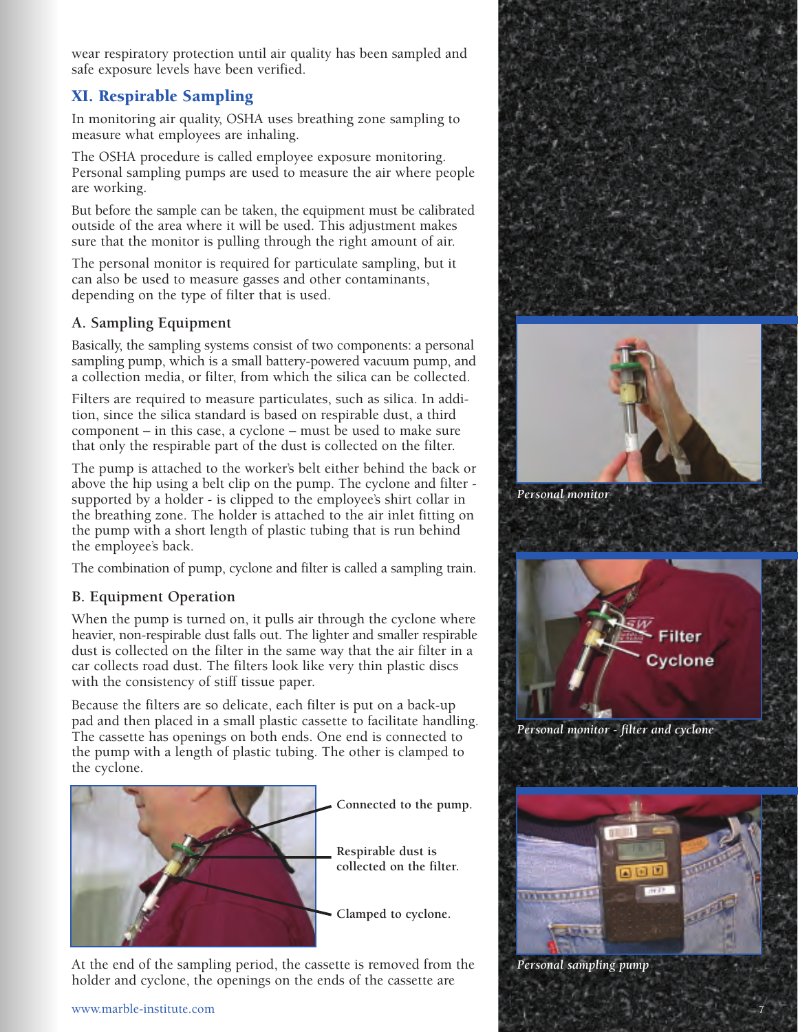wear respiratory protection until air quality has been sampled and safe exposure levels have been verified.

## XI. Respirable Sampling

In monitoring air quality, OSHA uses breathing zone sampling to measure what employees are inhaling.

The OSHA procedure is called employee exposure monitoring. Personal sampling pumps are used to measure the air where people are working.

But before the sample can be taken, the equipment must be calibrated outside of the area where it will be used. This adjustment makes sure that the monitor is pulling through the right amount of air.

The personal monitor is required for particulate sampling, but it can also be used to measure gasses and other contaminants, depending on the type of filter that is used.

### A. Sampling Equipment

Basically, the sampling systems consist of two components: a personal sampling pump, which is a small battery-powered vacuum pump, and a collection media, or filter, from which the silica can be collected.

Filters are required to measure particulates, such as silica. In addition, since the silica standard is based on respirable dust, a third component – in this case, a cyclone – must be used to make sure that only the respirable part of the dust is collected on the filter.

The pump is attached to the worker's belt either behind the back or above the hip using a belt clip on the pump. The cyclone and filter - supported by a holder - is clipped to the employee's shirt collar in the breathing zone. The holder is attached to the air inlet fitting on the pump with a short length of plastic tubing that is run behind the employee's back.

The combination of pump, cyclone and filter is called a sampling train.

### B. Equipment Operation

When the pump is turned on, it pulls air through the cyclone where heavier, non-respirable dust falls out. The lighter and smaller respirable dust is collected on the filter in the same way that the air filter in a car collects road dust. The filters look like very thin plastic discs with the consistency of stiff tissue paper.

Because the filters are so delicate, each filter is put on a back-up pad and then placed in a small plastic cassette to facilitate handling. The cassette has openings on both ends. One end is connected to the pump with a length of plastic tubing. The other is clamped to the cyclone.

**Connected to the pump.**

**Respirable dust is collected on the filter.**

**Clamped to cyclone.**

At the end of the sampling period, the cassette is removed from the holder and cyclone, the openings on the ends of the cassette are

*Personal monitor*

Filter

Cyclone

*Personal monitor - filter and cyclone*

*Personal sampling pump*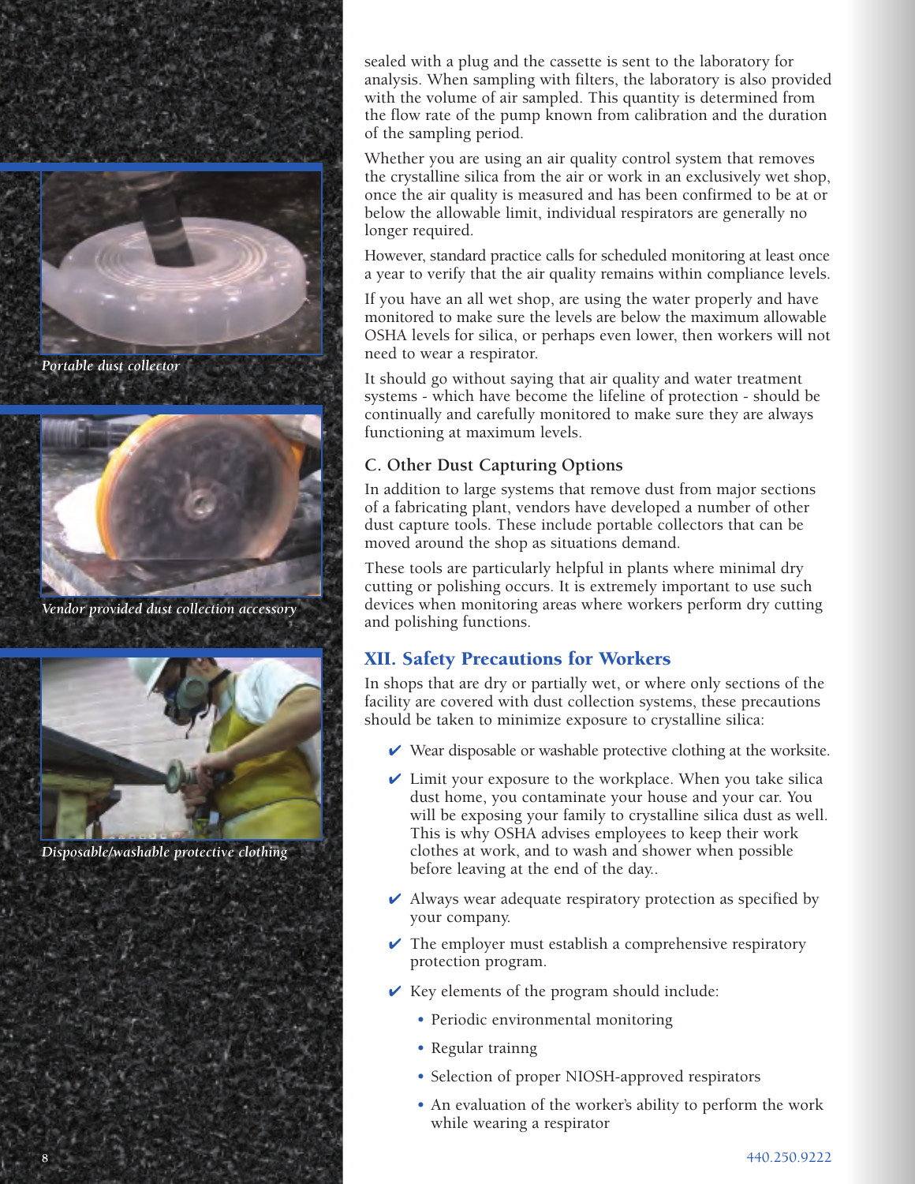sealed with a plug and the cassette is sent to the laboratory for analysis. When sampling with filters, the laboratory is also provided with the volume of air sampled. This quantity is determined from the flow rate of the pump known from calibration and the duration of the sampling period.

Whether you are using an air quality control system that removes the crystalline silica from the air or work in an exclusively wet shop, once the air quality is measured and has been confirmed to be at or below the allowable limit, individual respirators are generally no longer required.

However, standard practice calls for scheduled monitoring at least once a year to verify that the air quality remains within compliance levels.

If you have an all wet shop, are using the water properly and have monitored to make sure the levels are below the maximum allowable OSHA levels for silica, or perhaps even lower, then workers will not need to wear a respirator.

It should go without saying that air quality and water treatment systems - which have become the lifeline of protection - should be continually and carefully monitored to make sure they are always functioning at maximum levels.

### C. Other Dust Capturing Options

In addition to large systems that remove dust from major sections of a fabricating plant, vendors have developed a number of other dust capture tools. These include portable collectors that can be moved around the shop as situations demand.

These tools are particularly helpful in plants where minimal dry cutting or polishing occurs. It is extremely important to use such devices when monitoring areas where workers perform dry cutting and polishing functions.

*Portable dust collector*

*Vendor provided dust collection accessory*

*Disposable/washable protective clothing*

## XII. Safety Precautions for Workers

In shops that are dry or partially wet, or where only sections of the facility are covered with dust collection systems, these precautions should be taken to minimize exposure to crystalline silica:

- ✔ Wear disposable or washable protective clothing at the worksite.
- ✔ Limit your exposure to the workplace. When you take silica dust home, you contaminate your house and your car. You will be exposing your family to crystalline silica dust as well. This is why OSHA advises employees to keep their work clothes at work, and to wash and shower when possible before leaving at the end of the day..
- ✔ Always wear adequate respiratory protection as specified by your company.
- ✔ The employer must establish a comprehensive respiratory protection program.
- ✔ Key elements of the program should include:
  - Periodic environmental monitoring
  - Regular trainng
  - Selection of proper NIOSH-approved respirators
  - An evaluation of the worker's ability to perform the work while wearing a respirator

440.250.9222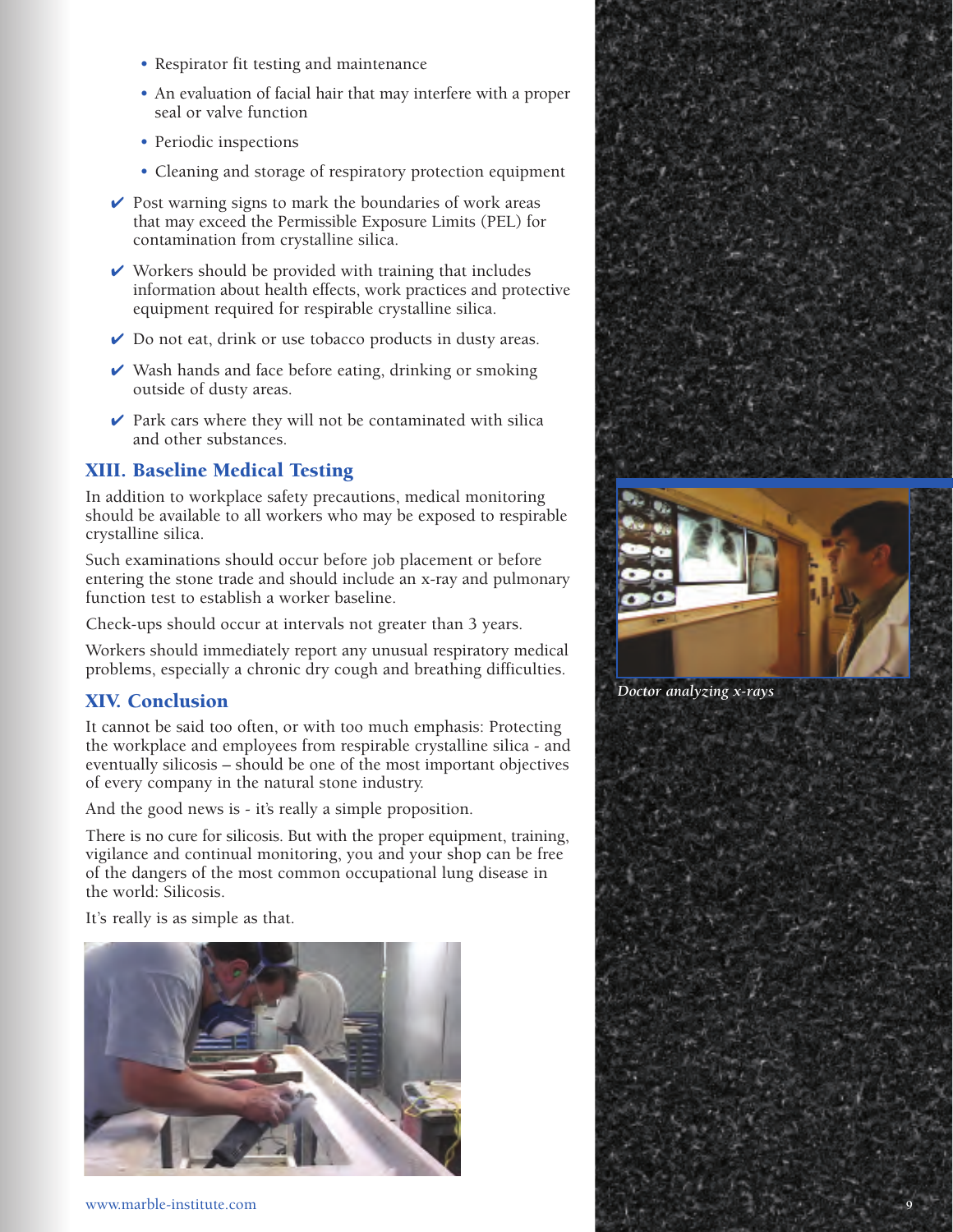- Respirator fit testing and maintenance
- An evaluation of facial hair that may interfere with a proper seal or valve function
- Periodic inspections
- Cleaning and storage of respiratory protection equipment

✔ Post warning signs to mark the boundaries of work areas that may exceed the Permissible Exposure Limits (PEL) for contamination from crystalline silica.

✔ Workers should be provided with training that includes information about health effects, work practices and protective equipment required for respirable crystalline silica.

✔ Do not eat, drink or use tobacco products in dusty areas.

✔ Wash hands and face before eating, drinking or smoking outside of dusty areas.

✔ Park cars where they will not be contaminated with silica and other substances.

## XIII. Baseline Medical Testing

In addition to workplace safety precautions, medical monitoring should be available to all workers who may be exposed to respirable crystalline silica.

Such examinations should occur before job placement or before entering the stone trade and should include an x-ray and pulmonary function test to establish a worker baseline.

Check-ups should occur at intervals not greater than 3 years.

Workers should immediately report any unusual respiratory medical problems, especially a chronic dry cough and breathing difficulties.

*Doctor analyzing x-rays*

## XIV. Conclusion

It cannot be said too often, or with too much emphasis: Protecting the workplace and employees from respirable crystalline silica - and eventually silicosis – should be one of the most important objectives of every company in the natural stone industry.

And the good news is - it's really a simple proposition.

There is no cure for silicosis. But with the proper equipment, training, vigilance and continual monitoring, you and your shop can be free of the dangers of the most common occupational lung disease in the world: Silicosis.

It's really is as simple as that.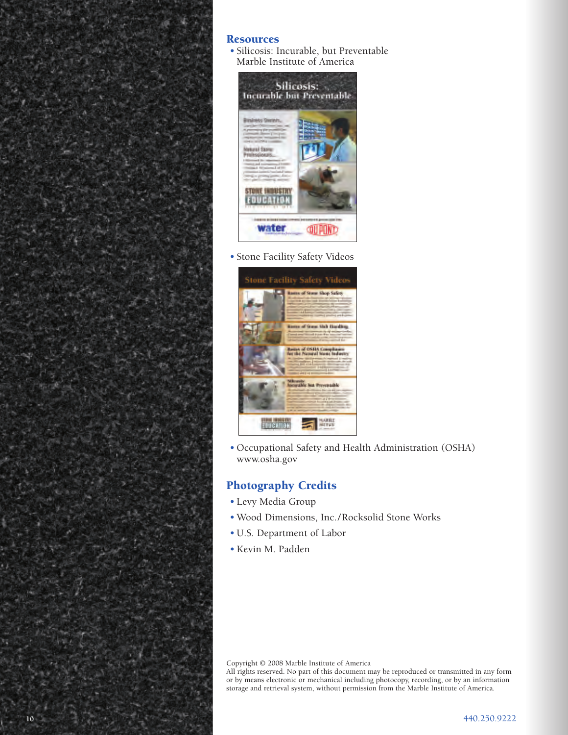## Resources

- Silicosis: Incurable, but Preventable
  Marble Institute of America
- Stone Facility Safety Videos
- Occupational Safety and Health Administration (OSHA)
  www.osha.gov

## Photography Credits

- Levy Media Group
- Wood Dimensions, Inc./Rocksolid Stone Works
- U.S. Department of Labor
- Kevin M. Padden

Copyright © 2008 Marble Institute of America
All rights reserved. No part of this document may be reproduced or transmitted in any form or by means electronic or mechanical including photocopy, recording, or by an information storage and retrieval system, without permission from the Marble Institute of America.

440.250.9222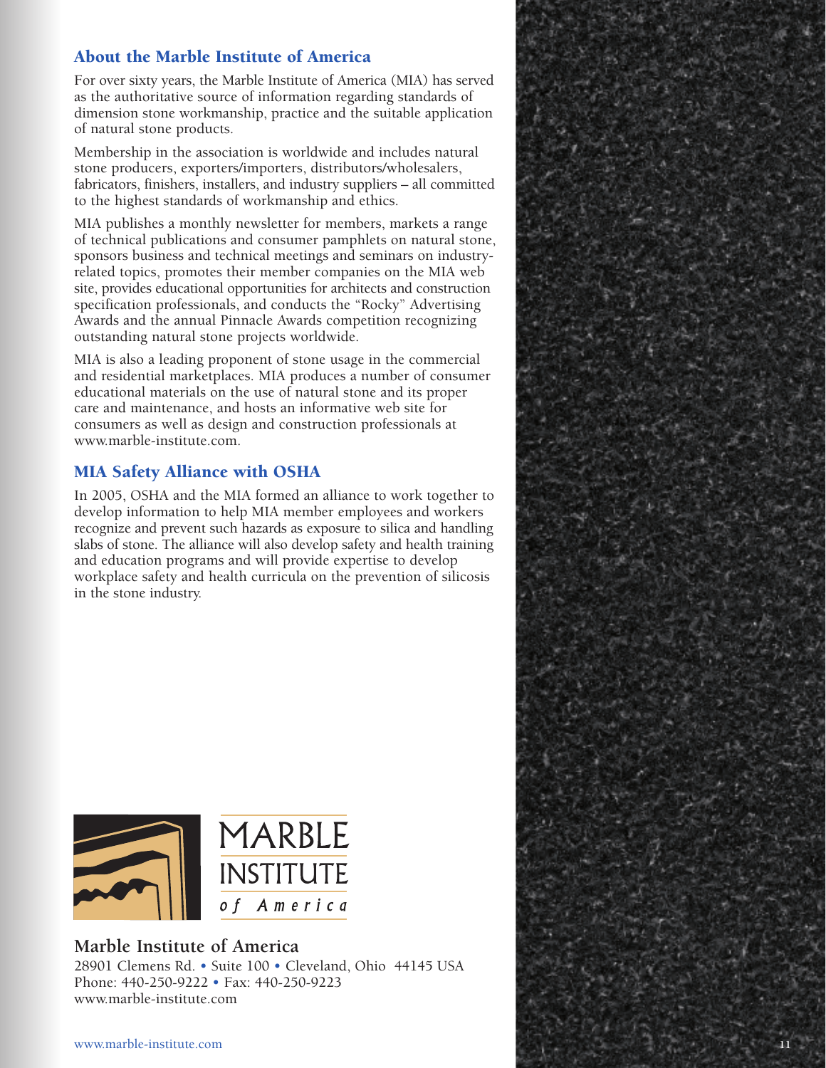## About the Marble Institute of America

For over sixty years, the Marble Institute of America (MIA) has served as the authoritative source of information regarding standards of dimension stone workmanship, practice and the suitable application of natural stone products.

Membership in the association is worldwide and includes natural stone producers, exporters/importers, distributors/wholesalers, fabricators, finishers, installers, and industry suppliers – all committed to the highest standards of workmanship and ethics.

MIA publishes a monthly newsletter for members, markets a range of technical publications and consumer pamphlets on natural stone, sponsors business and technical meetings and seminars on industry-related topics, promotes their member companies on the MIA web site, provides educational opportunities for architects and construction specification professionals, and conducts the "Rocky" Advertising Awards and the annual Pinnacle Awards competition recognizing outstanding natural stone projects worldwide.

MIA is also a leading proponent of stone usage in the commercial and residential marketplaces. MIA produces a number of consumer educational materials on the use of natural stone and its proper care and maintenance, and hosts an informative web site for consumers as well as design and construction professionals at www.marble-institute.com.

## MIA Safety Alliance with OSHA

In 2005, OSHA and the MIA formed an alliance to work together to develop information to help MIA member employees and workers recognize and prevent such hazards as exposure to silica and handling slabs of stone. The alliance will also develop safety and health training and education programs and will provide expertise to develop workplace safety and health curricula on the prevention of silicosis in the stone industry.

MARBLE INSTITUTE *of America*

**Marble Institute of America**
28901 Clemens Rd. • Suite 100 • Cleveland, Ohio 44145 USA
Phone: 440-250-9222 • Fax: 440-250-9223
www.marble-institute.com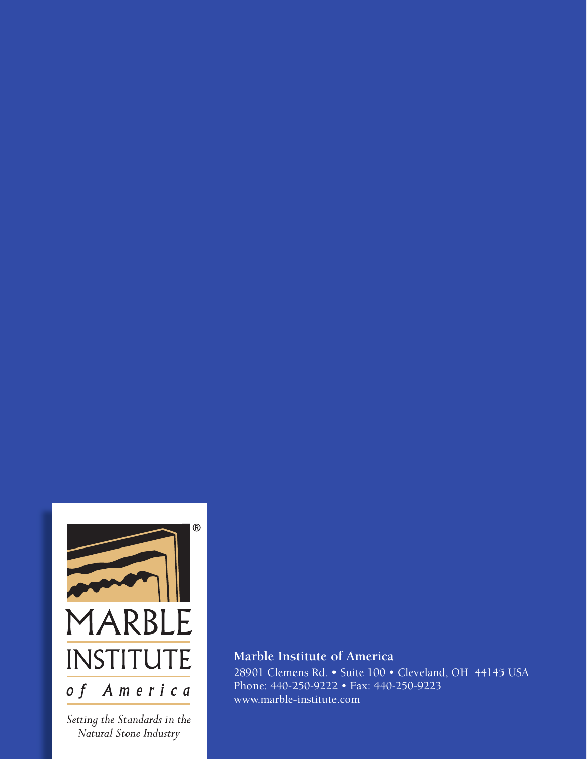MARBLE INSTITUTE of America®

*Setting the Standards in the Natural Stone Industry*

**Marble Institute of America**

28901 Clemens Rd. • Suite 100 • Cleveland, OH 44145 USA

Phone: 440-250-9222 • Fax: 440-250-9223

www.marble-institute.com